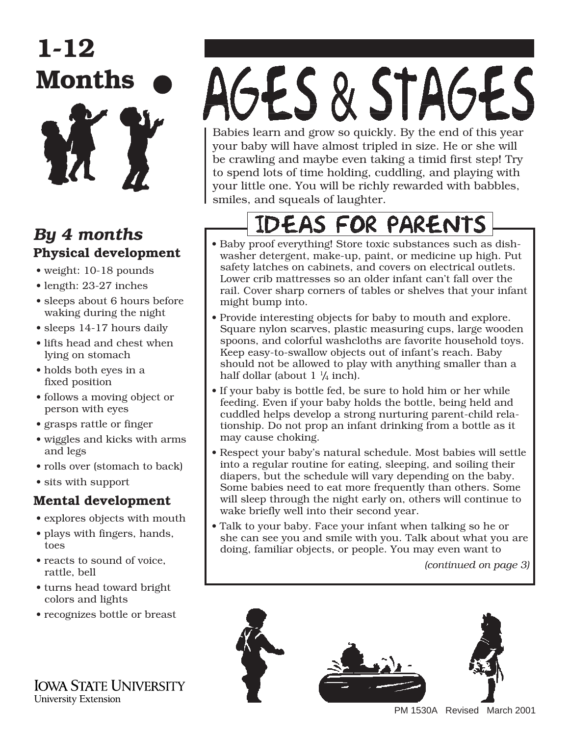# 1-12 Months

# AGES & STAGES

Babies learn and grow so quickly. By the end of this year your baby will have almost tripled in size. He or she will be crawling and maybe even taking a timid first step! Try to spend lots of time holding, cuddling, and playing with your little one. You will be richly rewarded with babbles, smiles, and squeals of laughter.

## *By 4 months*

### Physical development

- weight: 10-18 pounds
- length: 23-27 inches
- sleeps about 6 hours before waking during the night
- sleeps 14-17 hours daily
- lifts head and chest when lying on stomach
- holds both eyes in a fixed position
- follows a moving object or person with eyes
- grasps rattle or finger
- wiggles and kicks with arms and legs
- rolls over (stomach to back)
- sits with support

### Mental development

- explores objects with mouth
- plays with fingers, hands, toes
- reacts to sound of voice, rattle, bell
- turns head toward bright colors and lights
- recognizes bottle or breast

## IDEAS FOR PARENTS

- Baby proof everything! Store toxic substances such as dishwasher detergent, make-up, paint, or medicine up high. Put safety latches on cabinets, and covers on electrical outlets. Lower crib mattresses so an older infant can't fall over the rail. Cover sharp corners of tables or shelves that your infant might bump into.
- Provide interesting objects for baby to mouth and explore. Square nylon scarves, plastic measuring cups, large wooden spoons, and colorful washcloths are favorite household toys. Keep easy-to-swallow objects out of infant's reach. Baby should not be allowed to play with anything smaller than a half dollar (about 1 ¼ inch).
- If your baby is bottle fed, be sure to hold him or her while feeding. Even if your baby holds the bottle, being held and cuddled helps develop a strong nurturing parent-child relationship. Do not prop an infant drinking from a bottle as it may cause choking.
- Respect your baby's natural schedule. Most babies will settle into a regular routine for eating, sleeping, and soiling their diapers, but the schedule will vary depending on the baby. Some babies need to eat more frequently than others. Some will sleep through the night early on, others will continue to wake briefly well into their second year.
- Talk to your baby. Face your infant when talking so he or she can see you and smile with you. Talk about what you are doing, familiar objects, or people. You may even want to

*(continued on page 3)*

IOWA STATE UNIVERSITY
University Extension

PM 1530A Revised March 2001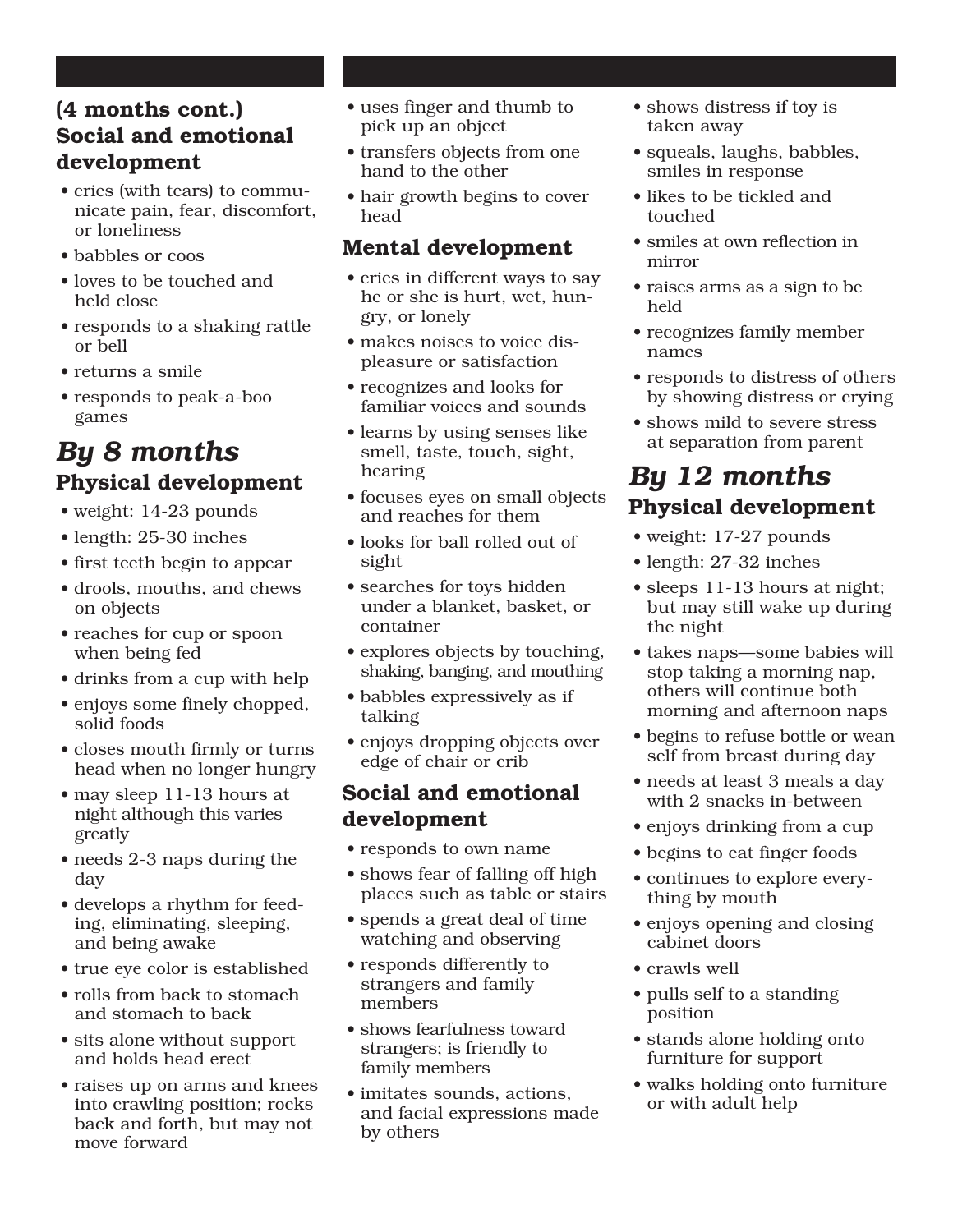### (4 months cont.) Social and emotional development

- cries (with tears) to communicate pain, fear, discomfort, or loneliness
- babbles or coos
- loves to be touched and held close
- responds to a shaking rattle or bell
- returns a smile
- responds to peak-a-boo games

## *By 8 months*

### Physical development

- weight: 14-23 pounds
- length: 25-30 inches
- first teeth begin to appear
- drools, mouths, and chews on objects
- reaches for cup or spoon when being fed
- drinks from a cup with help
- enjoys some finely chopped, solid foods
- closes mouth firmly or turns head when no longer hungry
- may sleep 11-13 hours at night although this varies greatly
- needs 2-3 naps during the day
- develops a rhythm for feeding, eliminating, sleeping, and being awake
- true eye color is established
- rolls from back to stomach and stomach to back
- sits alone without support and holds head erect
- raises up on arms and knees into crawling position; rocks back and forth, but may not move forward
- uses finger and thumb to pick up an object
- transfers objects from one hand to the other
- hair growth begins to cover head

### Mental development

- cries in different ways to say he or she is hurt, wet, hungry, or lonely
- makes noises to voice displeasure or satisfaction
- recognizes and looks for familiar voices and sounds
- learns by using senses like smell, taste, touch, sight, hearing
- focuses eyes on small objects and reaches for them
- looks for ball rolled out of sight
- searches for toys hidden under a blanket, basket, or container
- explores objects by touching, shaking, banging, and mouthing
- babbles expressively as if talking
- enjoys dropping objects over edge of chair or crib

### Social and emotional development

- responds to own name
- shows fear of falling off high places such as table or stairs
- spends a great deal of time watching and observing
- responds differently to strangers and family members
- shows fearfulness toward strangers; is friendly to family members
- imitates sounds, actions, and facial expressions made by others
- shows distress if toy is taken away
- squeals, laughs, babbles, smiles in response
- likes to be tickled and touched
- smiles at own reflection in mirror
- raises arms as a sign to be held
- recognizes family member names
- responds to distress of others by showing distress or crying
- shows mild to severe stress at separation from parent

## *By 12 months*

### Physical development

- weight: 17-27 pounds
- length: 27-32 inches
- sleeps 11-13 hours at night; but may still wake up during the night
- takes naps—some babies will stop taking a morning nap, others will continue both morning and afternoon naps
- begins to refuse bottle or wean self from breast during day
- needs at least 3 meals a day with 2 snacks in-between
- enjoys drinking from a cup
- begins to eat finger foods
- continues to explore everything by mouth
- enjoys opening and closing cabinet doors
- crawls well
- pulls self to a standing position
- stands alone holding onto furniture for support
- walks holding onto furniture or with adult help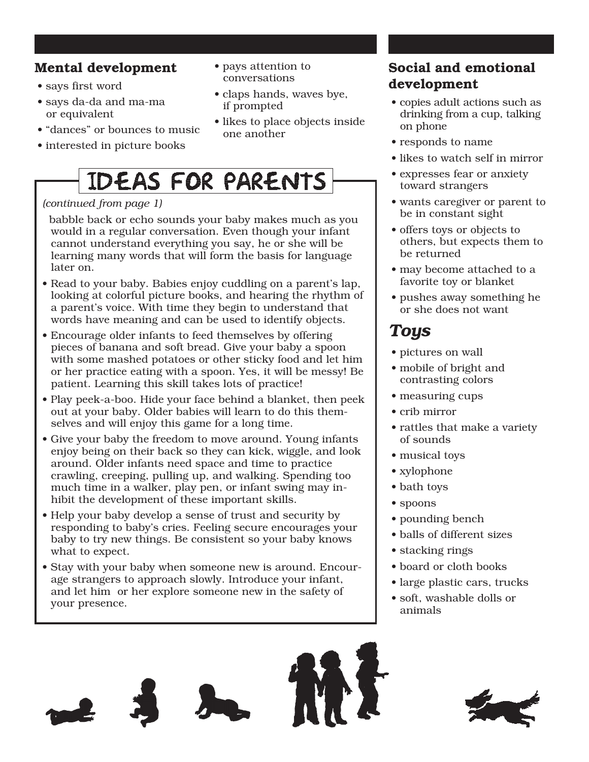## Mental development

- says first word
- says da-da and ma-ma or equivalent
- "dances" or bounces to music
- interested in picture books
- pays attention to conversations
- claps hands, waves bye, if prompted
- likes to place objects inside one another

## IDEAS FOR PARENTS

*(continued from page 1)*

babble back or echo sounds your baby makes much as you would in a regular conversation. Even though your infant cannot understand everything you say, he or she will be learning many words that will form the basis for language later on.

- Read to your baby. Babies enjoy cuddling on a parent's lap, looking at colorful picture books, and hearing the rhythm of a parent's voice. With time they begin to understand that words have meaning and can be used to identify objects.
- Encourage older infants to feed themselves by offering pieces of banana and soft bread. Give your baby a spoon with some mashed potatoes or other sticky food and let him or her practice eating with a spoon. Yes, it will be messy! Be patient. Learning this skill takes lots of practice!
- Play peek-a-boo. Hide your face behind a blanket, then peek out at your baby. Older babies will learn to do this themselves and will enjoy this game for a long time.
- Give your baby the freedom to move around. Young infants enjoy being on their back so they can kick, wiggle, and look around. Older infants need space and time to practice crawling, creeping, pulling up, and walking. Spending too much time in a walker, play pen, or infant swing may inhibit the development of these important skills.
- Help your baby develop a sense of trust and security by responding to baby's cries. Feeling secure encourages your baby to try new things. Be consistent so your baby knows what to expect.
- Stay with your baby when someone new is around. Encourage strangers to approach slowly. Introduce your infant, and let him or her explore someone new in the safety of your presence.

## Social and emotional development

- copies adult actions such as drinking from a cup, talking on phone
- responds to name
- likes to watch self in mirror
- expresses fear or anxiety toward strangers
- wants caregiver or parent to be in constant sight
- offers toys or objects to others, but expects them to be returned
- may become attached to a favorite toy or blanket
- pushes away something he or she does not want

## *Toys*

- pictures on wall
- mobile of bright and contrasting colors
- measuring cups
- crib mirror
- rattles that make a variety of sounds
- musical toys
- xylophone
- bath toys
- spoons
- pounding bench
- balls of different sizes
- stacking rings
- board or cloth books
- large plastic cars, trucks
- soft, washable dolls or animals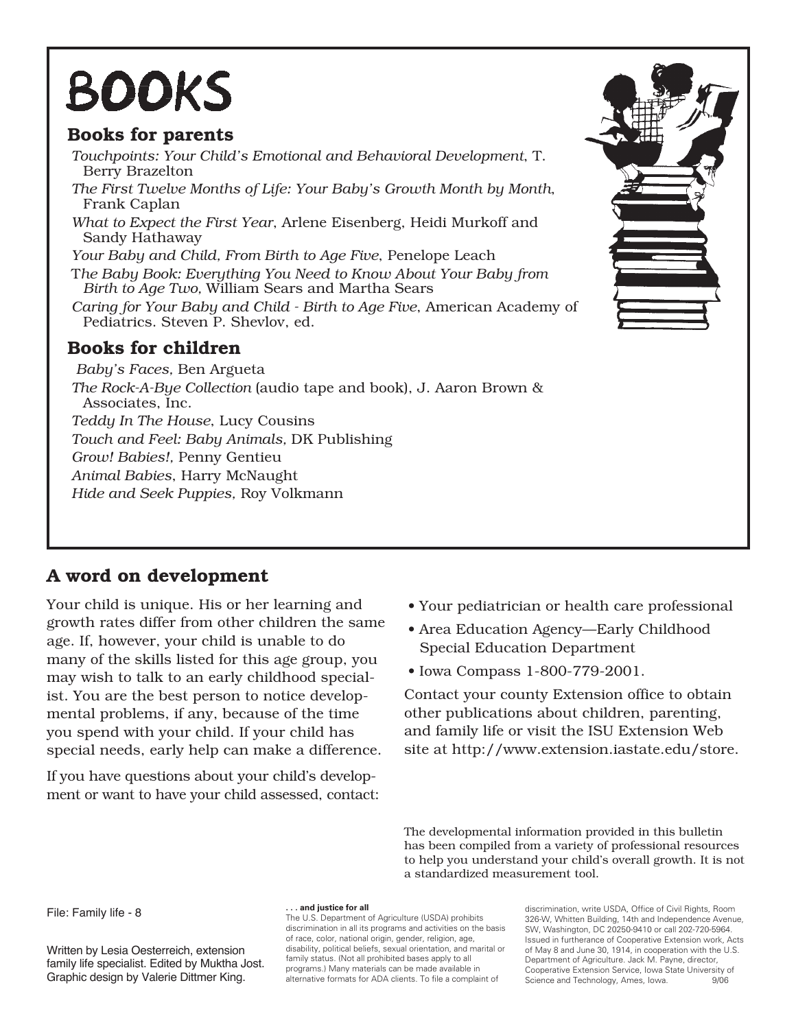# BOOKS

## Books for parents

*Touchpoints: Your Child's Emotional and Behavioral Development*, T. Berry Brazelton

*The First Twelve Months of Life: Your Baby's Growth Month by Month*, Frank Caplan

*What to Expect the First Year*, Arlene Eisenberg, Heidi Murkoff and Sandy Hathaway

*Your Baby and Child, From Birth to Age Five*, Penelope Leach

T*he Baby Book: Everything You Need to Know About Your Baby from Birth to Age Two,* William Sears and Martha Sears

*Caring for Your Baby and Child - Birth to Age Five*, American Academy of Pediatrics. Steven P. Shevlov, ed.

## Books for children

*Baby's Faces*, Ben Argueta

*The Rock-A-Bye Collection* (audio tape and book), J. Aaron Brown & Associates, Inc.

*Teddy In The House*, Lucy Cousins

*Touch and Feel: Baby Animals*, DK Publishing

*Grow! Babies!*, Penny Gentieu

*Animal Babies*, Harry McNaught

*Hide and Seek Puppies,* Roy Volkmann

## A word on development

Your child is unique. His or her learning and growth rates differ from other children the same age. If, however, your child is unable to do many of the skills listed for this age group, you may wish to talk to an early childhood specialist. You are the best person to notice developmental problems, if any, because of the time you spend with your child. If your child has special needs, early help can make a difference.

If you have questions about your child's development or want to have your child assessed, contact:

- Your pediatrician or health care professional
- Area Education Agency—Early Childhood Special Education Department
- Iowa Compass 1-800-779-2001.

Contact your county Extension office to obtain other publications about children, parenting, and family life or visit the ISU Extension Web site at http://www.extension.iastate.edu/store.

The developmental information provided in this bulletin has been compiled from a variety of professional resources to help you understand your child's overall growth. It is not a standardized measurement tool.

File: Family life - 8

Written by Lesia Oesterreich, extension family life specialist. Edited by Muktha Jost. Graphic design by Valerie Dittmer King.

**. . . and justice for all**
The U.S. Department of Agriculture (USDA) prohibits discrimination in all its programs and activities on the basis of race, color, national origin, gender, religion, age, disability, political beliefs, sexual orientation, and marital or family status. (Not all prohibited bases apply to all programs.) Many materials can be made available in alternative formats for ADA clients. To file a complaint of discrimination, write USDA, Office of Civil Rights, Room 326-W, Whitten Building, 14th and Independence Avenue, SW, Washington, DC 20250-9410 or call 202-720-5964.
Issued in furtherance of Cooperative Extension work, Acts of May 8 and June 30, 1914, in cooperation with the U.S. Department of Agriculture. Jack M. Payne, director, Cooperative Extension Service, Iowa State University of Science and Technology, Ames, Iowa. 9/06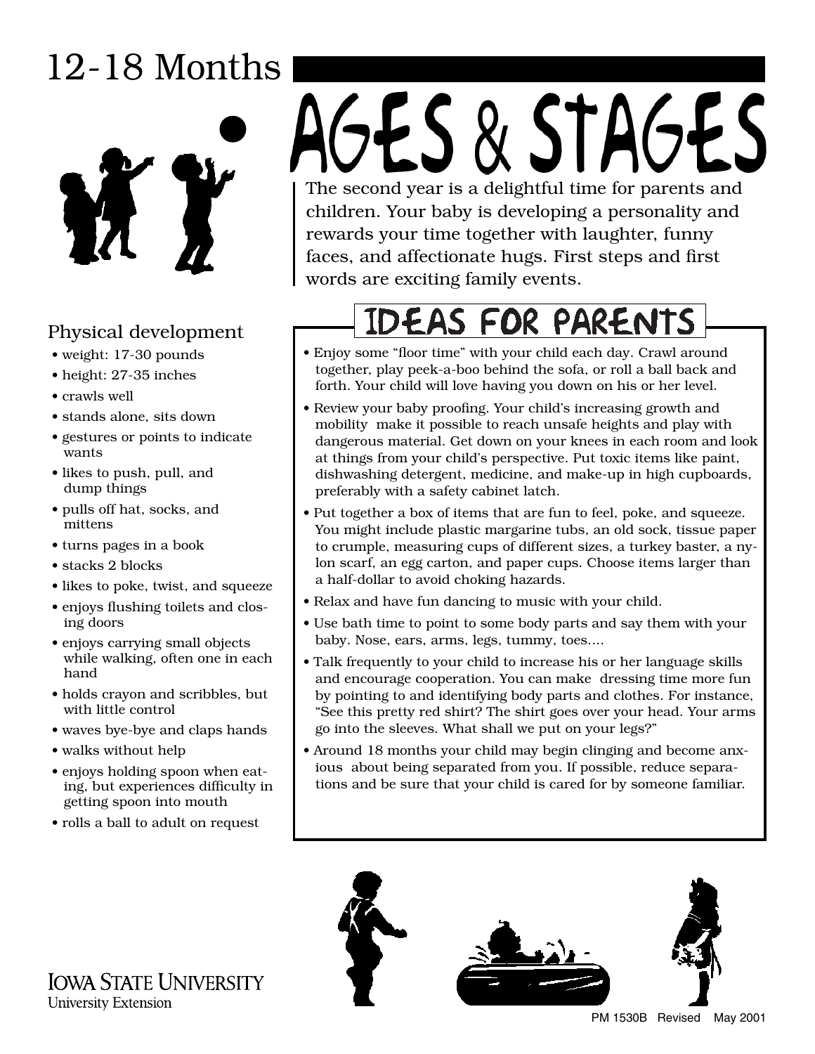# 12-18 Months

# AGES & STAGES

The second year is a delightful time for parents and children. Your baby is developing a personality and rewards your time together with laughter, funny faces, and affectionate hugs. First steps and first words are exciting family events.

## Physical development

- weight: 17-30 pounds
- height: 27-35 inches
- crawls well
- stands alone, sits down
- gestures or points to indicate wants
- likes to push, pull, and dump things
- pulls off hat, socks, and mittens
- turns pages in a book
- stacks 2 blocks
- likes to poke, twist, and squeeze
- enjoys flushing toilets and closing doors
- enjoys carrying small objects while walking, often one in each hand
- holds crayon and scribbles, but with little control
- waves bye-bye and claps hands
- walks without help
- enjoys holding spoon when eating, but experiences difficulty in getting spoon into mouth
- rolls a ball to adult on request

## IDEAS FOR PARENTS

- Enjoy some "floor time" with your child each day. Crawl around together, play peek-a-boo behind the sofa, or roll a ball back and forth. Your child will love having you down on his or her level.
- Review your baby proofing. Your child's increasing growth and mobility make it possible to reach unsafe heights and play with dangerous material. Get down on your knees in each room and look at things from your child's perspective. Put toxic items like paint, dishwashing detergent, medicine, and make-up in high cupboards, preferably with a safety cabinet latch.
- Put together a box of items that are fun to feel, poke, and squeeze. You might include plastic margarine tubs, an old sock, tissue paper to crumple, measuring cups of different sizes, a turkey baster, a nylon scarf, an egg carton, and paper cups. Choose items larger than a half-dollar to avoid choking hazards.
- Relax and have fun dancing to music with your child.
- Use bath time to point to some body parts and say them with your baby. Nose, ears, arms, legs, tummy, toes....
- Talk frequently to your child to increase his or her language skills and encourage cooperation. You can make dressing time more fun by pointing to and identifying body parts and clothes. For instance, "See this pretty red shirt? The shirt goes over your head. Your arms go into the sleeves. What shall we put on your legs?"
- Around 18 months your child may begin clinging and become anxious about being separated from you. If possible, reduce separations and be sure that your child is cared for by someone familiar.

IOWA STATE UNIVERSITY
University Extension

PM 1530B Revised May 2001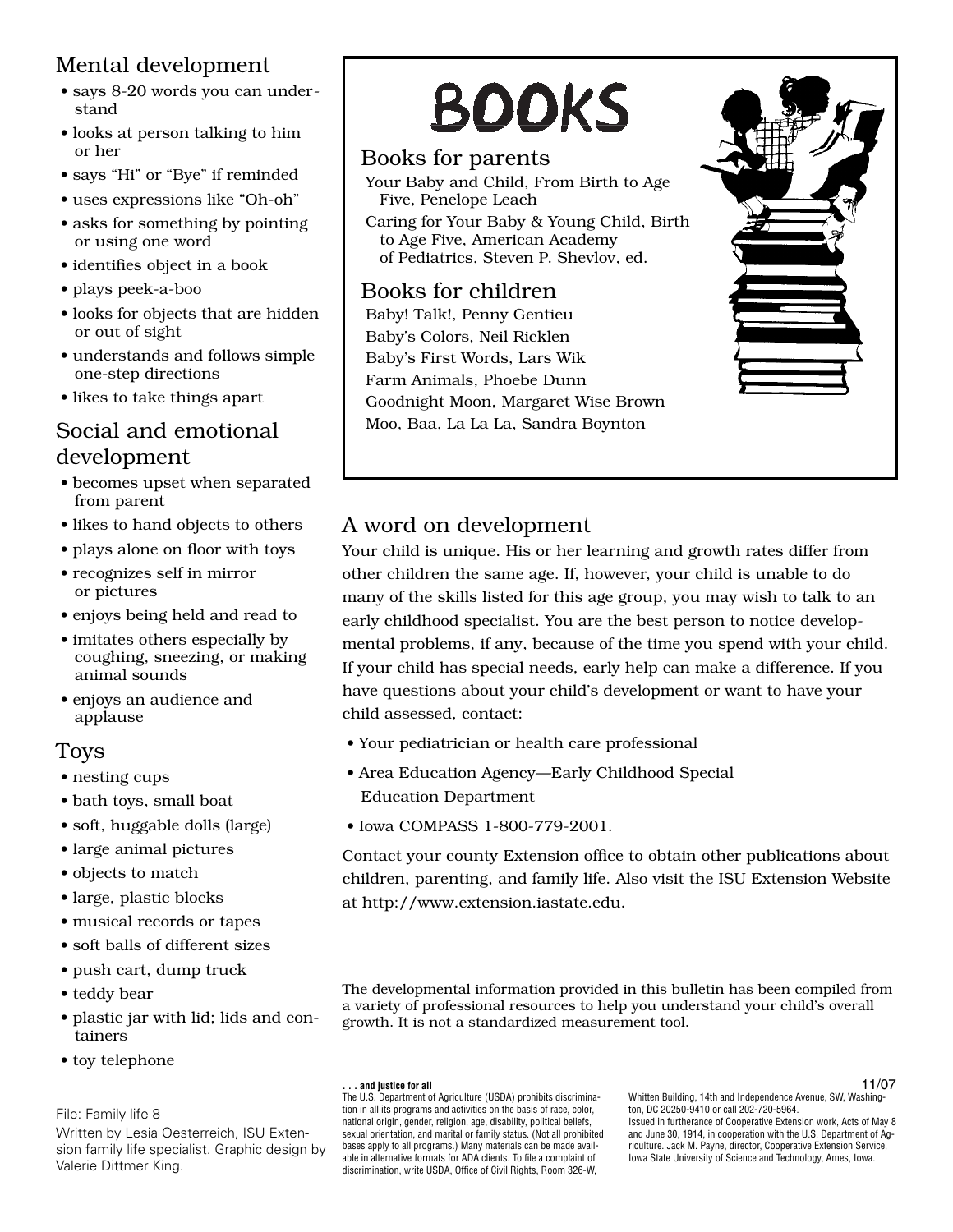## Mental development

- says 8-20 words you can understand
- looks at person talking to him or her
- says "Hi" or "Bye" if reminded
- uses expressions like "Oh-oh"
- asks for something by pointing or using one word
- identifies object in a book
- plays peek-a-boo
- looks for objects that are hidden or out of sight
- understands and follows simple one-step directions
- likes to take things apart

## Social and emotional development

- becomes upset when separated from parent
- likes to hand objects to others
- plays alone on floor with toys
- recognizes self in mirror or pictures
- enjoys being held and read to
- imitates others especially by coughing, sneezing, or making animal sounds
- enjoys an audience and applause

## Toys

- nesting cups
- bath toys, small boat
- soft, huggable dolls (large)
- large animal pictures
- objects to match
- large, plastic blocks
- musical records or tapes
- soft balls of different sizes
- push cart, dump truck
- teddy bear
- plastic jar with lid; lids and containers
- toy telephone

# BOOKS

## Books for parents

Your Baby and Child, From Birth to Age Five, Penelope Leach

Caring for Your Baby & Young Child, Birth to Age Five, American Academy of Pediatrics, Steven P. Shevlov, ed.

## Books for children

Baby! Talk!, Penny Gentieu

Baby's Colors, Neil Ricklen

Baby's First Words, Lars Wik

Farm Animals, Phoebe Dunn

Goodnight Moon, Margaret Wise Brown

Moo, Baa, La La La, Sandra Boynton

## A word on development

Your child is unique. His or her learning and growth rates differ from other children the same age. If, however, your child is unable to do many of the skills listed for this age group, you may wish to talk to an early childhood specialist. You are the best person to notice developmental problems, if any, because of the time you spend with your child. If your child has special needs, early help can make a difference. If you have questions about your child's development or want to have your child assessed, contact:

- Your pediatrician or health care professional
- Area Education Agency—Early Childhood Special Education Department
- Iowa COMPASS 1-800-779-2001.

Contact your county Extension office to obtain other publications about children, parenting, and family life. Also visit the ISU Extension Website at http://www.extension.iastate.edu.

The developmental information provided in this bulletin has been compiled from a variety of professional resources to help you understand your child's overall growth. It is not a standardized measurement tool.

File: Family life 8

Written by Lesia Oesterreich, ISU Extension family life specialist. Graphic design by Valerie Dittmer King.

**. . . and justice for all**

The U.S. Department of Agriculture (USDA) prohibits discrimination in all its programs and activities on the basis of race, color, national origin, gender, religion, age, disability, political beliefs, sexual orientation, and marital or family status. (Not all prohibited bases apply to all programs.) Many materials can be made available in alternative formats for ADA clients. To file a complaint of discrimination, write USDA, Office of Civil Rights, Room 326-W, Whitten Building, 14th and Independence Avenue, SW, Washington, DC 20250-9410 or call 202-720-5964.

Issued in furtherance of Cooperative Extension work, Acts of May 8 and June 30, 1914, in cooperation with the U.S. Department of Agriculture. Jack M. Payne, director, Cooperative Extension Service, Iowa State University of Science and Technology, Ames, Iowa.

11/07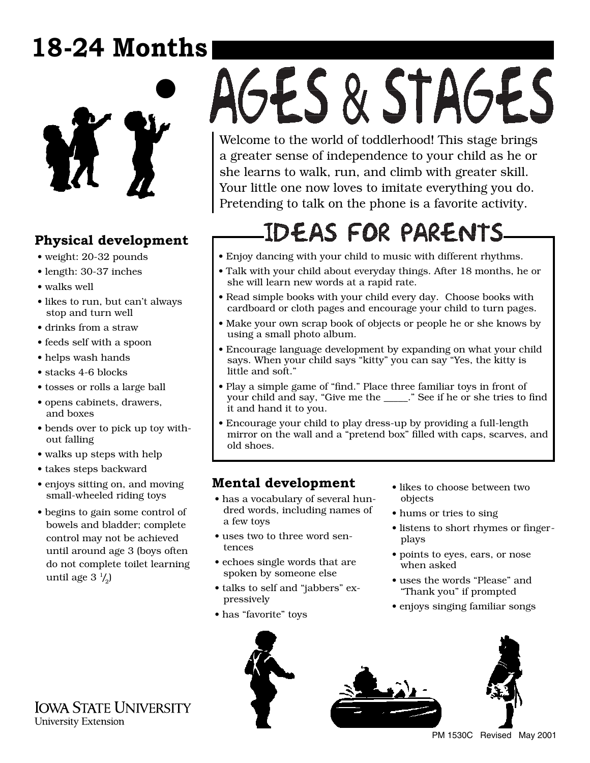# 18-24 Months

# AGES & STAGES

Welcome to the world of toddlerhood! This stage brings a greater sense of independence to your child as he or she learns to walk, run, and climb with greater skill. Your little one now loves to imitate everything you do. Pretending to talk on the phone is a favorite activity.

## Physical development

- weight: 20-32 pounds
- length: 30-37 inches
- walks well
- likes to run, but can't always stop and turn well
- drinks from a straw
- feeds self with a spoon
- helps wash hands
- stacks 4-6 blocks
- tosses or rolls a large ball
- opens cabinets, drawers, and boxes
- bends over to pick up toy without falling
- walks up steps with help
- takes steps backward
- enjoys sitting on, and moving small-wheeled riding toys
- begins to gain some control of bowels and bladder; complete control may not be achieved until around age 3 (boys often do not complete toilet learning until age 3 1/2)

## IDEAS FOR PARENTS

- Enjoy dancing with your child to music with different rhythms.
- Talk with your child about everyday things. After 18 months, he or she will learn new words at a rapid rate.
- Read simple books with your child every day. Choose books with cardboard or cloth pages and encourage your child to turn pages.
- Make your own scrap book of objects or people he or she knows by using a small photo album.
- Encourage language development by expanding on what your child says. When your child says "kitty" you can say "Yes, the kitty is little and soft."
- Play a simple game of "find." Place three familiar toys in front of your child and say, "Give me the _____." See if he or she tries to find it and hand it to you.
- Encourage your child to play dress-up by providing a full-length mirror on the wall and a "pretend box" filled with caps, scarves, and old shoes.

## Mental development

- has a vocabulary of several hundred words, including names of a few toys
- uses two to three word sentences
- echoes single words that are spoken by someone else
- talks to self and "jabbers" expressively
- has "favorite" toys
- likes to choose between two objects
- hums or tries to sing
- listens to short rhymes or fingerplays
- points to eyes, ears, or nose when asked
- uses the words "Please" and "Thank you" if prompted
- enjoys singing familiar songs

IOWA STATE UNIVERSITY
University Extension

PM 1530C Revised May 2001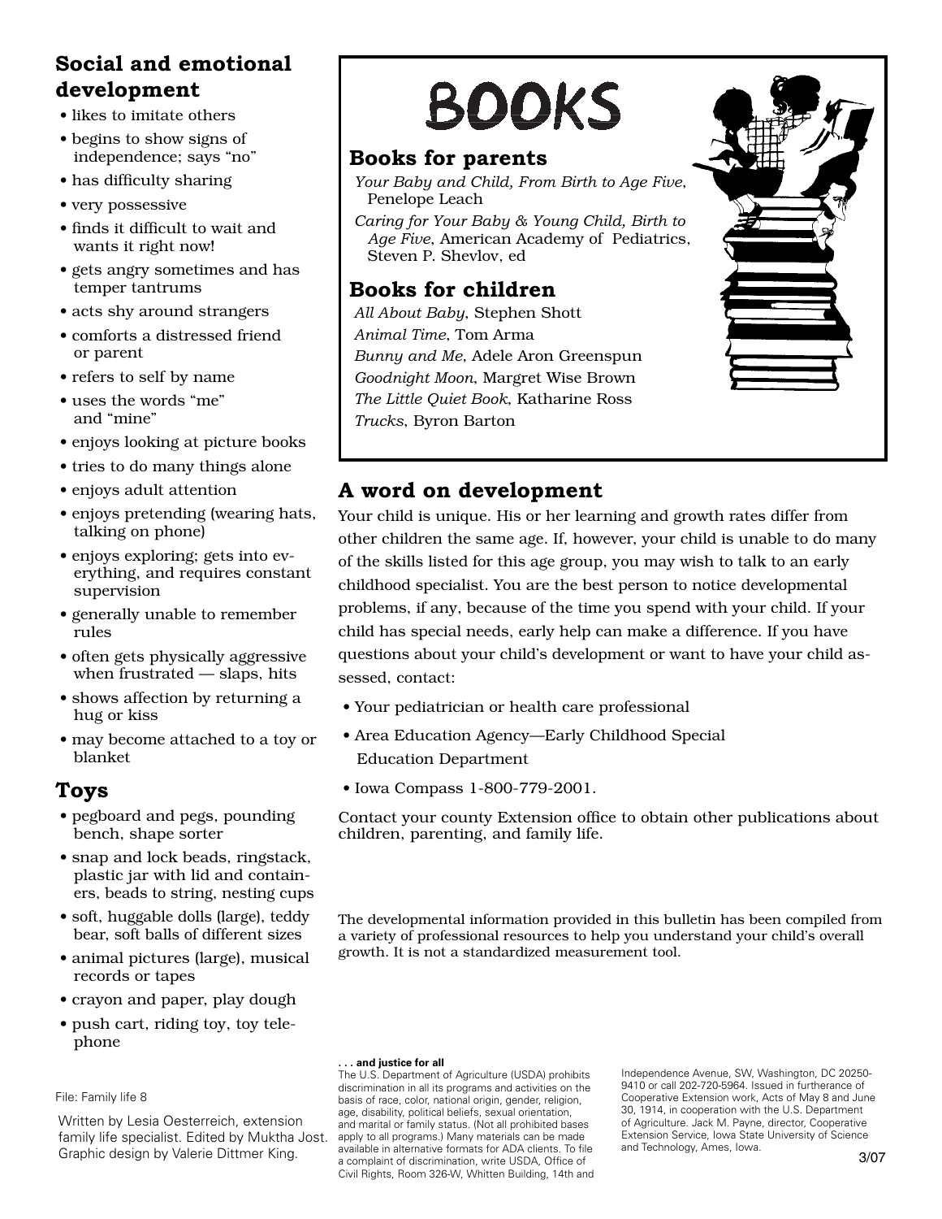## Social and emotional development

- likes to imitate others
- begins to show signs of independence; says "no"
- has difficulty sharing
- very possessive
- finds it difficult to wait and wants it right now!
- gets angry sometimes and has temper tantrums
- acts shy around strangers
- comforts a distressed friend or parent
- refers to self by name
- uses the words "me" and "mine"
- enjoys looking at picture books
- tries to do many things alone
- enjoys adult attention
- enjoys pretending (wearing hats, talking on phone)
- enjoys exploring; gets into everything, and requires constant supervision
- generally unable to remember rules
- often gets physically aggressive when frustrated — slaps, hits
- shows affection by returning a hug or kiss
- may become attached to a toy or blanket

## Toys

- pegboard and pegs, pounding bench, shape sorter
- snap and lock beads, ringstack, plastic jar with lid and containers, beads to string, nesting cups
- soft, huggable dolls (large), teddy bear, soft balls of different sizes
- animal pictures (large), musical records or tapes
- crayon and paper, play dough
- push cart, riding toy, toy telephone

# BOOKS

## Books for parents

*Your Baby and Child, From Birth to Age Five*, Penelope Leach

*Caring for Your Baby & Young Child, Birth to Age Five*, American Academy of Pediatrics, Steven P. Shevlov, ed

## Books for children

*All About Baby*, Stephen Shott

*Animal Time*, Tom Arma

*Bunny and Me*, Adele Aron Greenspun

*Goodnight Moon*, Margret Wise Brown

*The Little Quiet Book*, Katharine Ross

*Trucks*, Byron Barton

## A word on development

Your child is unique. His or her learning and growth rates differ from other children the same age. If, however, your child is unable to do many of the skills listed for this age group, you may wish to talk to an early childhood specialist. You are the best person to notice developmental problems, if any, because of the time you spend with your child. If your child has special needs, early help can make a difference. If you have questions about your child's development or want to have your child assessed, contact:

- Your pediatrician or health care professional
- Area Education Agency—Early Childhood Special Education Department
- Iowa Compass 1-800-779-2001.

Contact your county Extension office to obtain other publications about children, parenting, and family life.

The developmental information provided in this bulletin has been compiled from a variety of professional resources to help you understand your child's overall growth. It is not a standardized measurement tool.

File: Family life 8

Written by Lesia Oesterreich, extension family life specialist. Edited by Muktha Jost. Graphic design by Valerie Dittmer King.

**. . . and justice for all**
The U.S. Department of Agriculture (USDA) prohibits discrimination in all its programs and activities on the basis of race, color, national origin, gender, religion, age, disability, political beliefs, sexual orientation, and marital or family status. (Not all prohibited bases apply to all programs.) Many materials can be made available in alternative formats for ADA clients. To file a complaint of discrimination, write USDA, Office of Civil Rights, Room 326-W, Whitten Building, 14th and Independence Avenue, SW, Washington, DC 20250-9410 or call 202-720-5964. Issued in furtherance of Cooperative Extension work, Acts of May 8 and June 30, 1914, in cooperation with the U.S. Department of Agriculture. Jack M. Payne, director, Cooperative Extension Service, Iowa State University of Science and Technology, Ames, Iowa.

3/07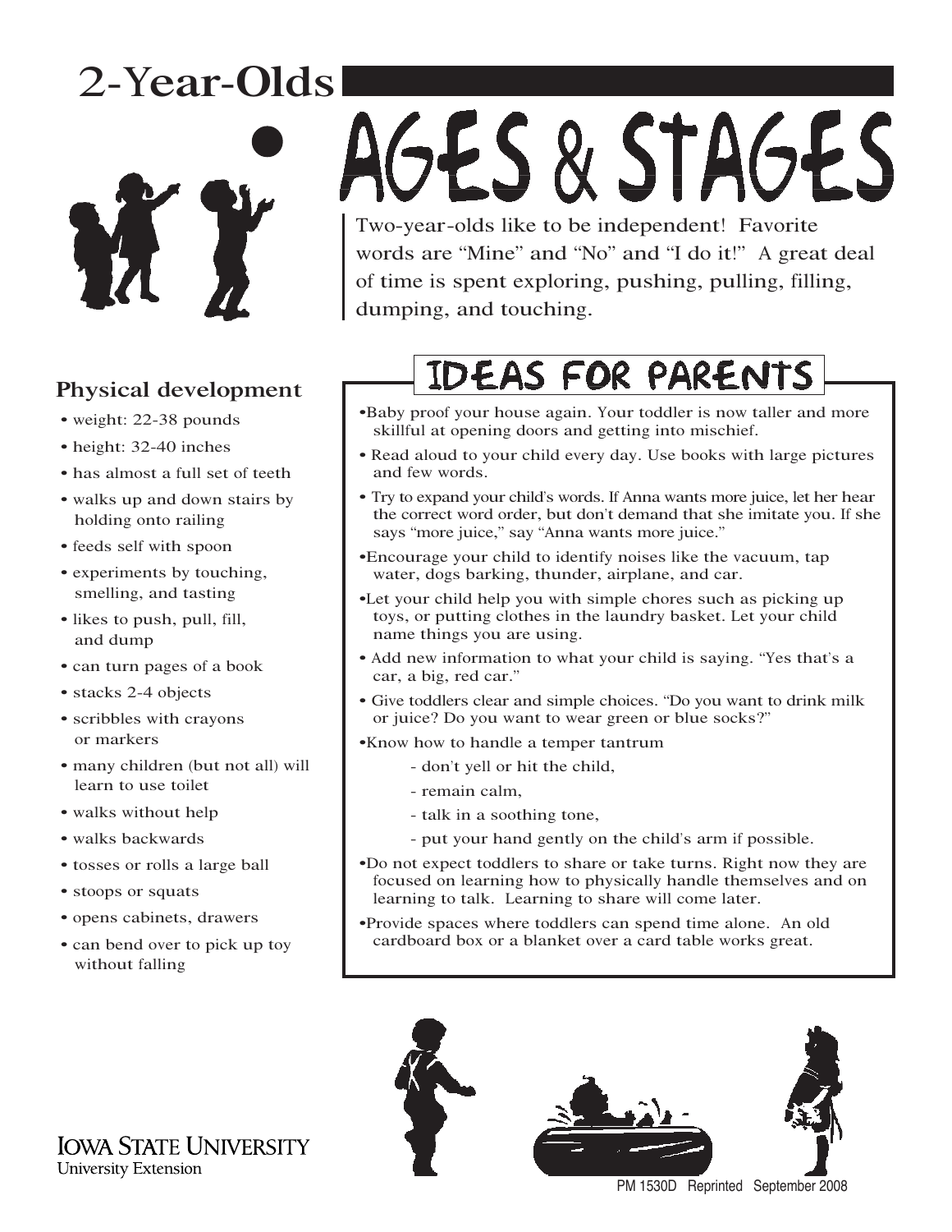# 2-Year-Olds

# AGES & STAGES

Two-year-olds like to be independent! Favorite words are “Mine” and “No” and “I do it!” A great deal of time is spent exploring, pushing, pulling, filling, dumping, and touching.

## Physical development

- weight: 22-38 pounds
- height: 32-40 inches
- has almost a full set of teeth
- walks up and down stairs by holding onto railing
- feeds self with spoon
- experiments by touching, smelling, and tasting
- likes to push, pull, fill, and dump
- can turn pages of a book
- stacks 2-4 objects
- scribbles with crayons or markers
- many children (but not all) will learn to use toilet
- walks without help
- walks backwards
- tosses or rolls a large ball
- stoops or squats
- opens cabinets, drawers
- can bend over to pick up toy without falling

## IDEAS FOR PARENTS

- Baby proof your house again. Your toddler is now taller and more skillful at opening doors and getting into mischief.
- Read aloud to your child every day. Use books with large pictures and few words.
- Try to expand your child's words. If Anna wants more juice, let her hear the correct word order, but don't demand that she imitate you. If she says “more juice,” say “Anna wants more juice.”
- Encourage your child to identify noises like the vacuum, tap water, dogs barking, thunder, airplane, and car.
- Let your child help you with simple chores such as picking up toys, or putting clothes in the laundry basket. Let your child name things you are using.
- Add new information to what your child is saying. “Yes that's a car, a big, red car.”
- Give toddlers clear and simple choices. “Do you want to drink milk or juice? Do you want to wear green or blue socks?”
- Know how to handle a temper tantrum
  - don't yell or hit the child,
  - remain calm,
  - talk in a soothing tone,
  - put your hand gently on the child's arm if possible.
- Do not expect toddlers to share or take turns. Right now they are focused on learning how to physically handle themselves and on learning to talk. Learning to share will come later.
- Provide spaces where toddlers can spend time alone. An old cardboard box or a blanket over a card table works great.

IOWA STATE UNIVERSITY
University Extension

PM 1530D Reprinted September 2008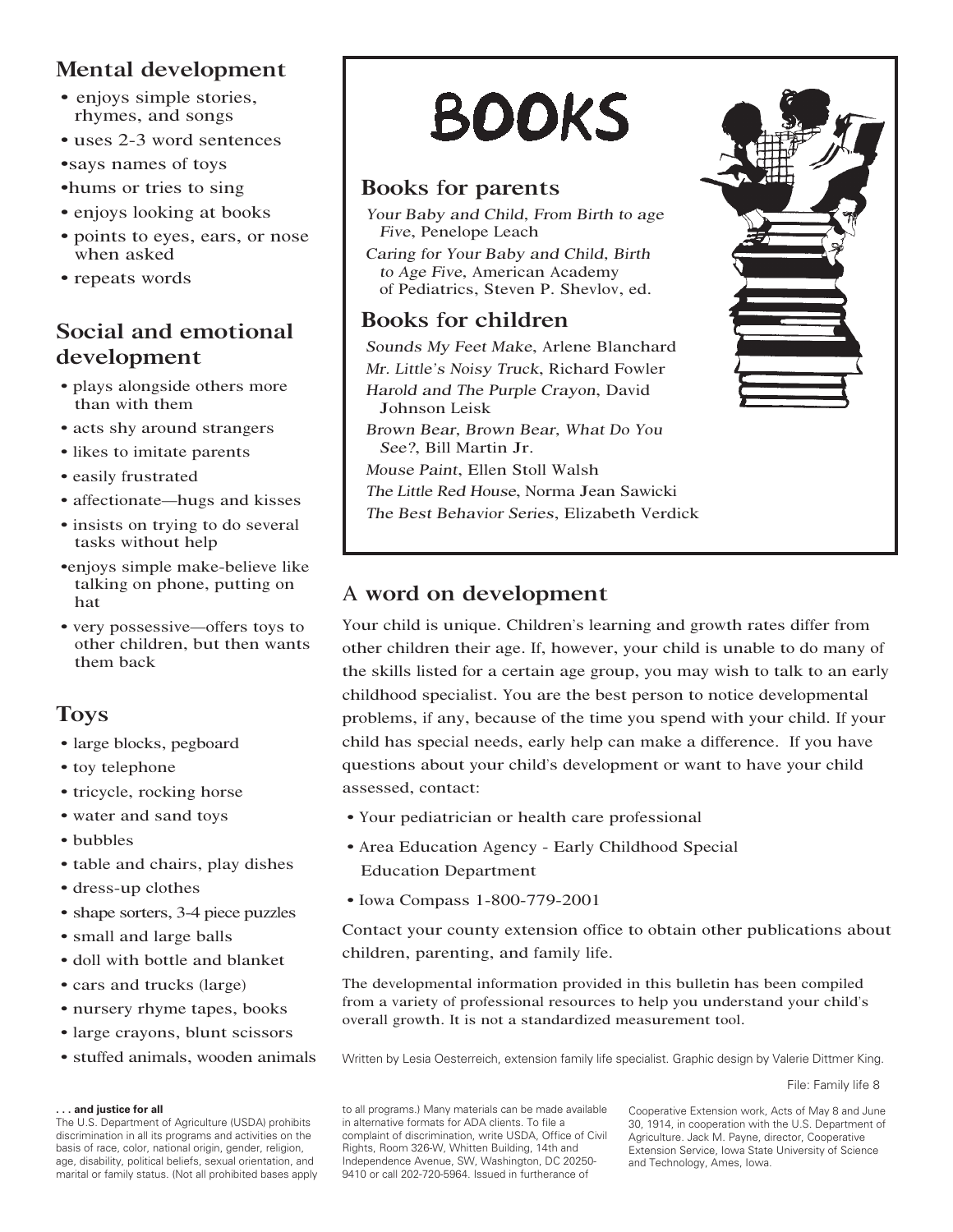## Mental development

- enjoys simple stories, rhymes, and songs
- uses 2-3 word sentences
- says names of toys
- hums or tries to sing
- enjoys looking at books
- points to eyes, ears, or nose when asked
- repeats words

## Social and emotional development

- plays alongside others more than with them
- acts shy around strangers
- likes to imitate parents
- easily frustrated
- affectionate—hugs and kisses
- insists on trying to do several tasks without help
- enjoys simple make-believe like talking on phone, putting on hat
- very possessive—offers toys to other children, but then wants them back

## Toys

- large blocks, pegboard
- toy telephone
- tricycle, rocking horse
- water and sand toys
- bubbles
- table and chairs, play dishes
- dress-up clothes
- shape sorters, 3-4 piece puzzles
- small and large balls
- doll with bottle and blanket
- cars and trucks (large)
- nursery rhyme tapes, books
- large crayons, blunt scissors
- stuffed animals, wooden animals

# BOOKS

## Books for parents

*Your Baby and Child, From Birth to age Five*, Penelope Leach

*Caring for Your Baby and Child, Birth to Age Five*, American Academy of Pediatrics, Steven P. Shevlov, ed.

## Books for children

*Sounds My Feet Make*, Arlene Blanchard

*Mr. Little's Noisy Truck*, Richard Fowler

*Harold and The Purple Crayon*, David Johnson Leisk

*Brown Bear, Brown Bear, What Do You See?*, Bill Martin Jr.

*Mouse Paint*, Ellen Stoll Walsh

*The Little Red House*, Norma Jean Sawicki

*The Best Behavior Series*, Elizabeth Verdick

## A word on development

Your child is unique. Children's learning and growth rates differ from other children their age. If, however, your child is unable to do many of the skills listed for a certain age group, you may wish to talk to an early childhood specialist. You are the best person to notice developmental problems, if any, because of the time you spend with your child. If your child has special needs, early help can make a difference. If you have questions about your child's development or want to have your child assessed, contact:

- Your pediatrician or health care professional
- Area Education Agency - Early Childhood Special Education Department
- Iowa Compass 1-800-779-2001

Contact your county extension office to obtain other publications about children, parenting, and family life.

The developmental information provided in this bulletin has been compiled from a variety of professional resources to help you understand your child's overall growth. It is not a standardized measurement tool.

Written by Lesia Oesterreich, extension family life specialist. Graphic design by Valerie Dittmer King.

File: Family life 8

**. . . and justice for all**
The U.S. Department of Agriculture (USDA) prohibits discrimination in all its programs and activities on the basis of race, color, national origin, gender, religion, age, disability, political beliefs, sexual orientation, and marital or family status. (Not all prohibited bases apply to all programs.) Many materials can be made available in alternative formats for ADA clients. To file a complaint of discrimination, write USDA, Office of Civil Rights, Room 326-W, Whitten Building, 14th and Independence Avenue, SW, Washington, DC 20250-9410 or call 202-720-5964. Issued in furtherance of Cooperative Extension work, Acts of May 8 and June 30, 1914, in cooperation with the U.S. Department of Agriculture. Jack M. Payne, director, Cooperative Extension Service, Iowa State University of Science and Technology, Ames, Iowa.